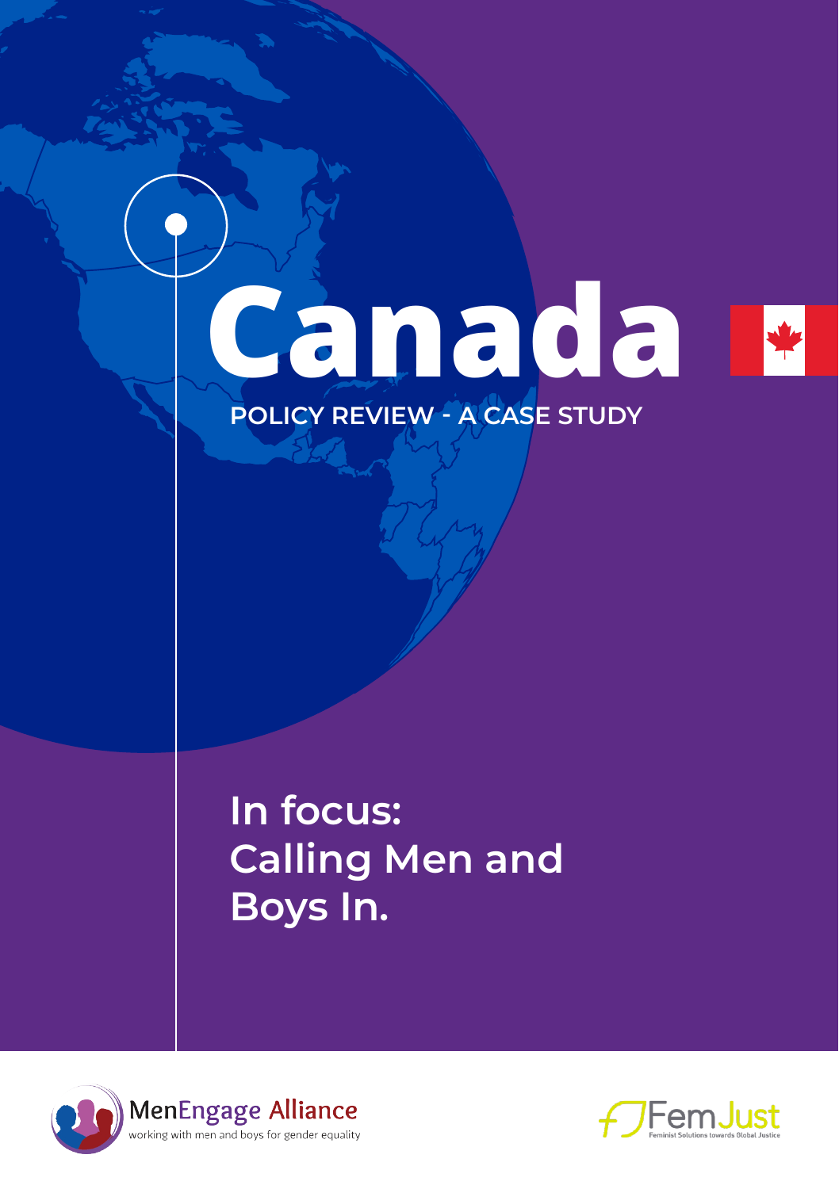# Canada

POLICY REVIEW - A CASE STUDY

## In focus: Calling Men and Boys In.

MenEngage Alliance
working with men and boys for gender equality

FemJust
Feminist Solutions towards Global Justice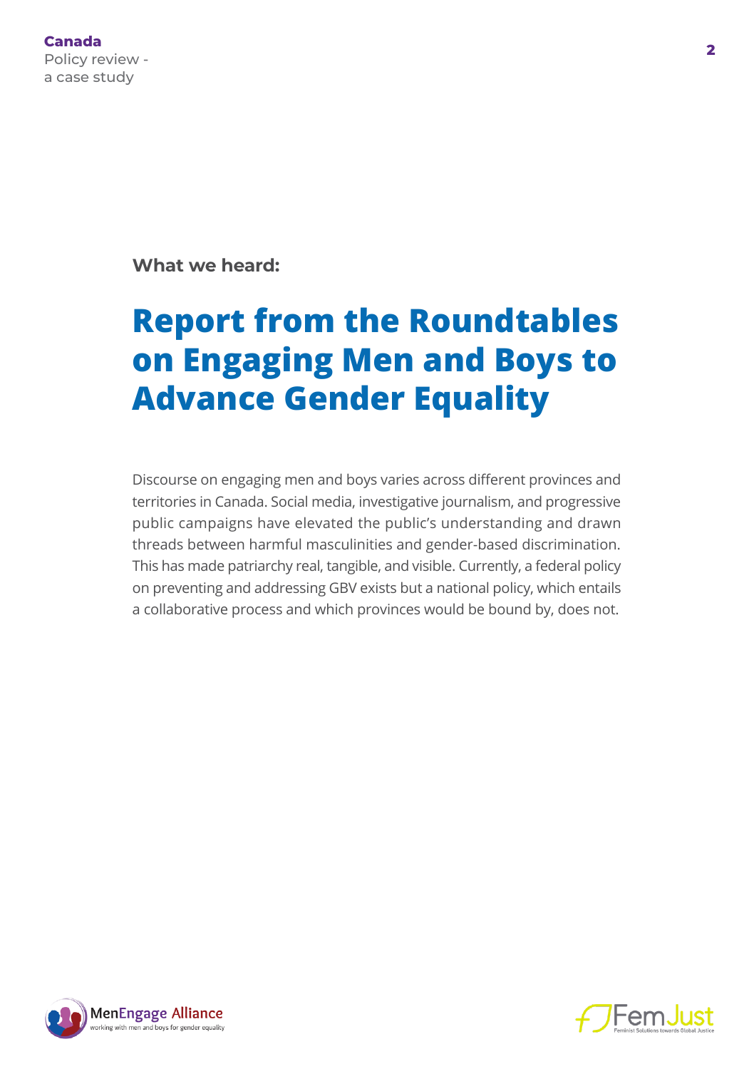**What we heard:**

# Report from the Roundtables on Engaging Men and Boys to Advance Gender Equality

Discourse on engaging men and boys varies across different provinces and territories in Canada. Social media, investigative journalism, and progressive public campaigns have elevated the public's understanding and drawn threads between harmful masculinities and gender-based discrimination. This has made patriarchy real, tangible, and visible. Currently, a federal policy on preventing and addressing GBV exists but a national policy, which entails a collaborative process and which provinces would be bound by, does not.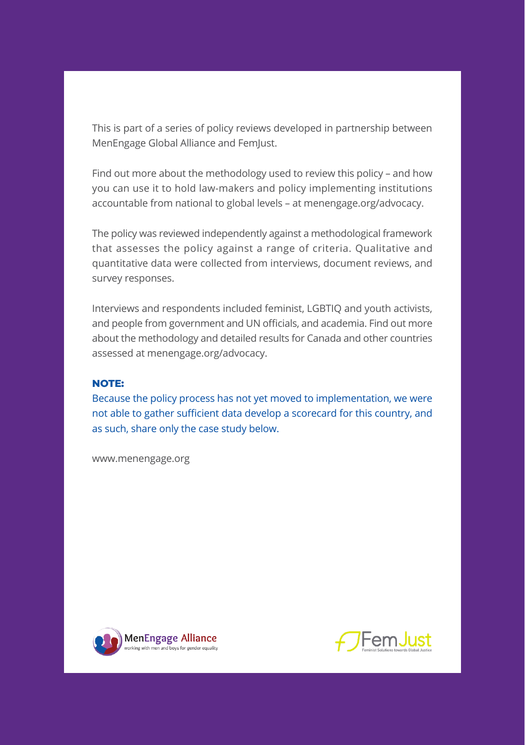This is part of a series of policy reviews developed in partnership between MenEngage Global Alliance and FemJust.

Find out more about the methodology used to review this policy – and how you can use it to hold law-makers and policy implementing institutions accountable from national to global levels – at menengage.org/advocacy.

The policy was reviewed independently against a methodological framework that assesses the policy against a range of criteria. Qualitative and quantitative data were collected from interviews, document reviews, and survey responses.

Interviews and respondents included feminist, LGBTIQ and youth activists, and people from government and UN officials, and academia. Find out more about the methodology and detailed results for Canada and other countries assessed at menengage.org/advocacy.

**NOTE:**

Because the policy process has not yet moved to implementation, we were not able to gather sufficient data develop a scorecard for this country, and as such, share only the case study below.

www.menengage.org

MenEngage Alliance
working with men and boys for gender equality

FemJust
Feminist Solutions towards Global Justice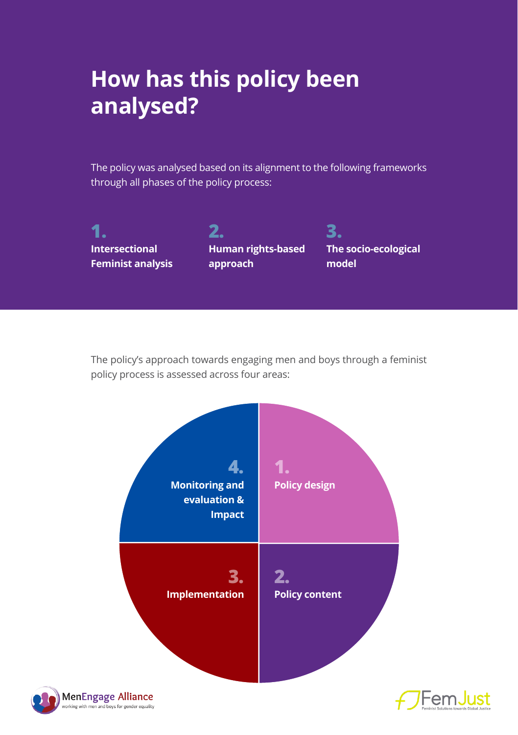# How has this policy been analysed?

The policy was analysed based on its alignment to the following frameworks through all phases of the policy process:

1. **Intersectional Feminist analysis**
2. **Human rights-based approach**
3. **The socio-ecological model**

The policy's approach towards engaging men and boys through a feminist policy process is assessed across four areas:

1. **Policy design**
2. **Policy content**
3. **Implementation**
4. **Monitoring and evaluation & Impact**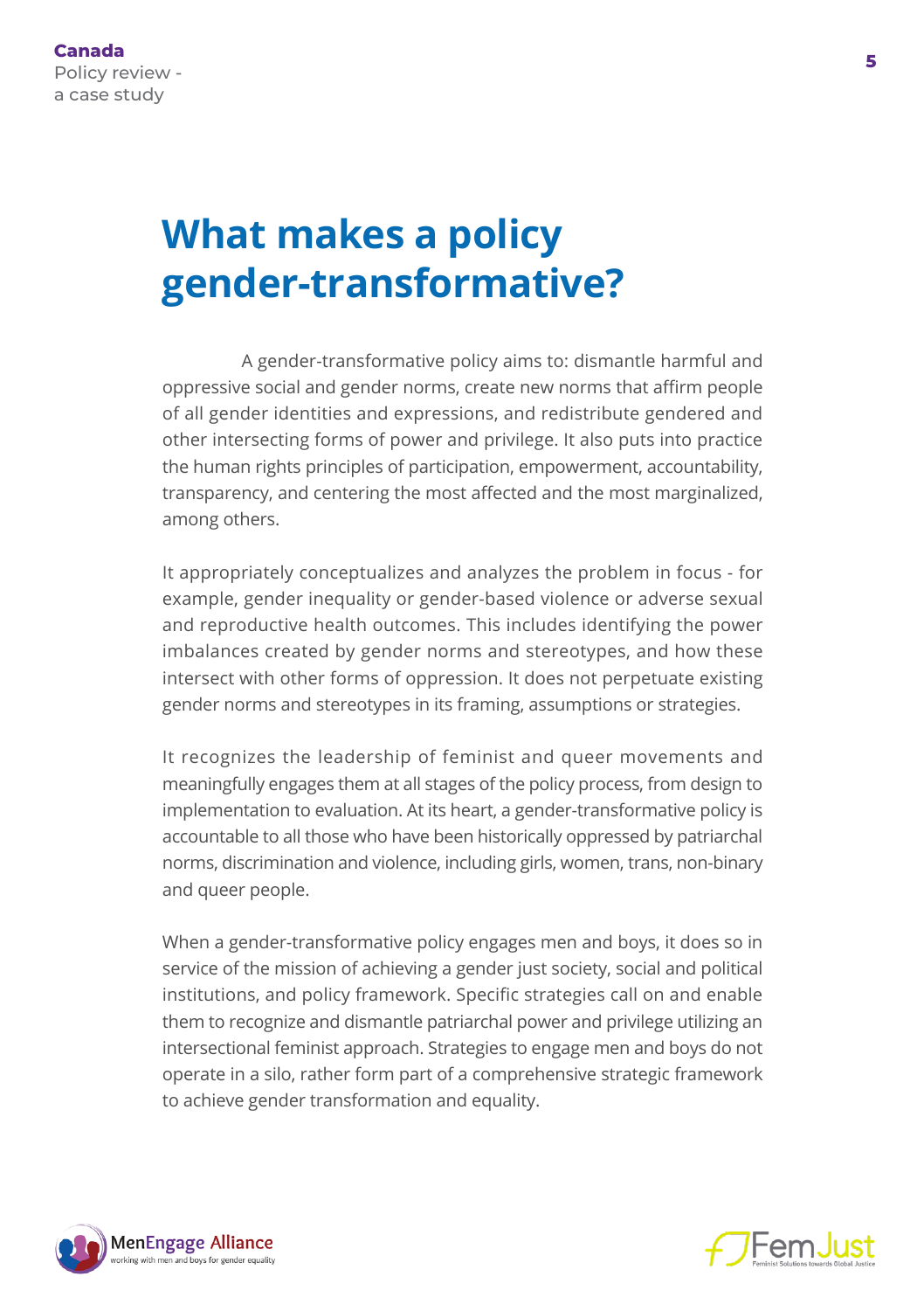# What makes a policy gender-transformative?

A gender-transformative policy aims to: dismantle harmful and oppressive social and gender norms, create new norms that affirm people of all gender identities and expressions, and redistribute gendered and other intersecting forms of power and privilege. It also puts into practice the human rights principles of participation, empowerment, accountability, transparency, and centering the most affected and the most marginalized, among others.

It appropriately conceptualizes and analyzes the problem in focus - for example, gender inequality or gender-based violence or adverse sexual and reproductive health outcomes. This includes identifying the power imbalances created by gender norms and stereotypes, and how these intersect with other forms of oppression. It does not perpetuate existing gender norms and stereotypes in its framing, assumptions or strategies.

It recognizes the leadership of feminist and queer movements and meaningfully engages them at all stages of the policy process, from design to implementation to evaluation. At its heart, a gender-transformative policy is accountable to all those who have been historically oppressed by patriarchal norms, discrimination and violence, including girls, women, trans, non-binary and queer people.

When a gender-transformative policy engages men and boys, it does so in service of the mission of achieving a gender just society, social and political institutions, and policy framework. Specific strategies call on and enable them to recognize and dismantle patriarchal power and privilege utilizing an intersectional feminist approach. Strategies to engage men and boys do not operate in a silo, rather form part of a comprehensive strategic framework to achieve gender transformation and equality.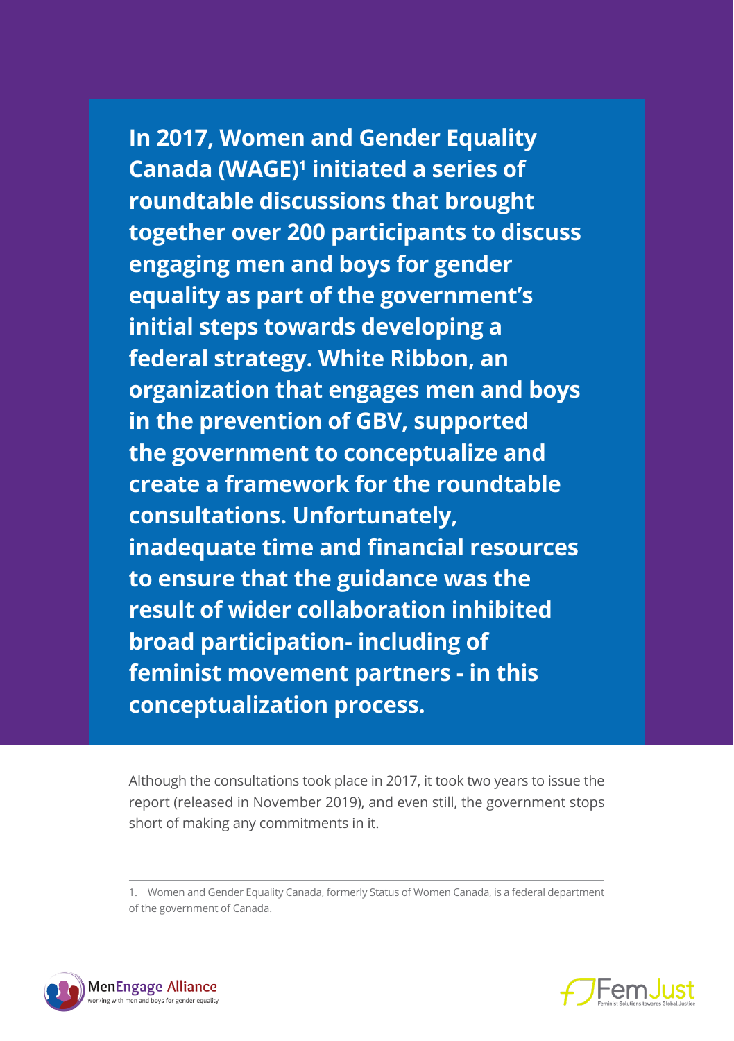**In 2017, Women and Gender Equality Canada (WAGE)[1] initiated a series of roundtable discussions that brought together over 200 participants to discuss engaging men and boys for gender equality as part of the government's initial steps towards developing a federal strategy. White Ribbon, an organization that engages men and boys in the prevention of GBV, supported the government to conceptualize and create a framework for the roundtable consultations. Unfortunately, inadequate time and financial resources to ensure that the guidance was the result of wider collaboration inhibited broad participation- including of feminist movement partners - in this conceptualization process.**

Although the consultations took place in 2017, it took two years to issue the report (released in November 2019), and even still, the government stops short of making any commitments in it.

---

1. Women and Gender Equality Canada, formerly Status of Women Canada, is a federal department of the government of Canada.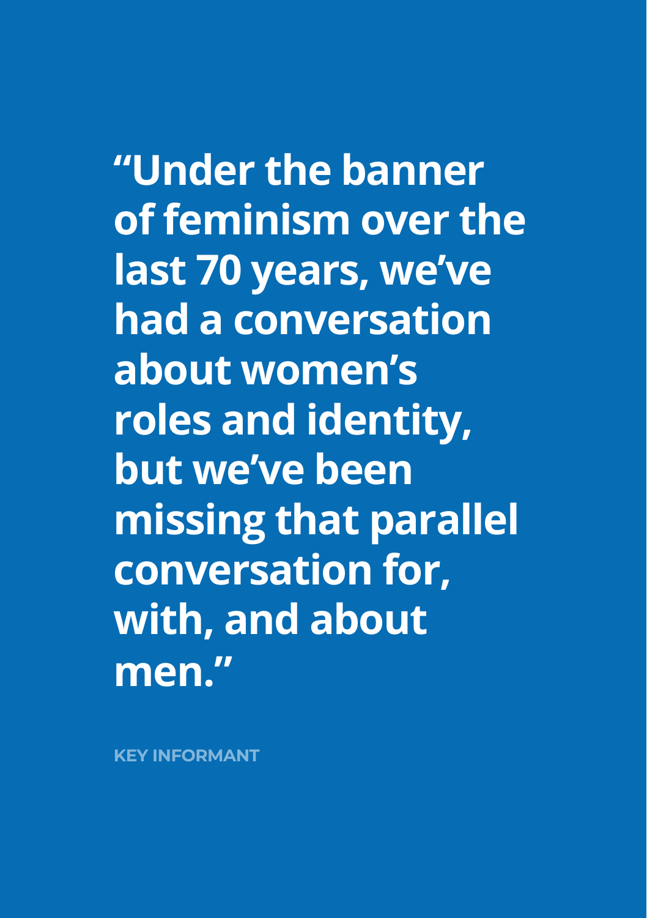**“Under the banner of feminism over the last 70 years, we’ve had a conversation about women’s roles and identity, but we’ve been missing that parallel conversation for, with, and about men.”**

KEY INFORMANT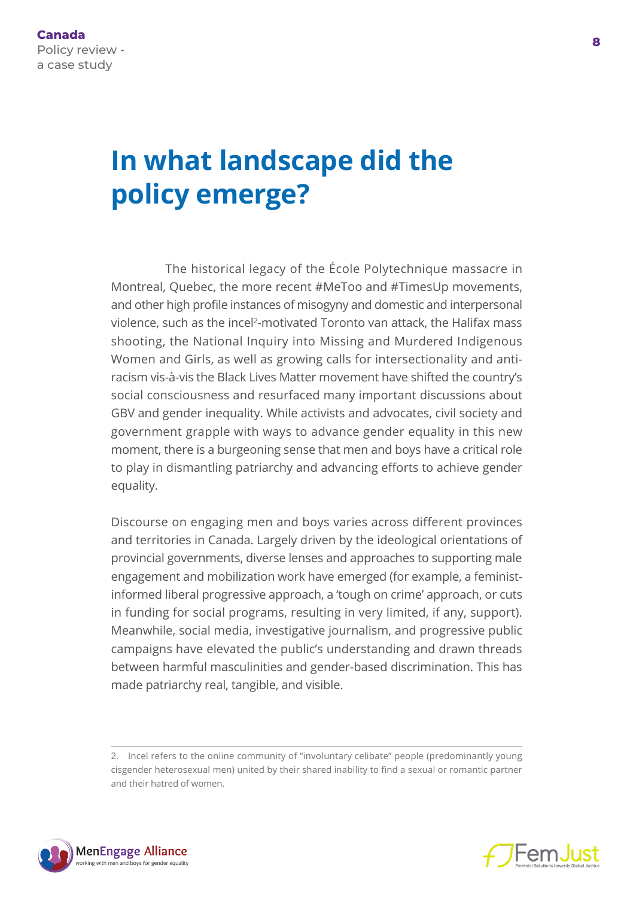# In what landscape did the policy emerge?

The historical legacy of the École Polytechnique massacre in Montreal, Quebec, the more recent #MeToo and #TimesUp movements, and other high profile instances of misogyny and domestic and interpersonal violence, such as the incel[2]-motivated Toronto van attack, the Halifax mass shooting, the National Inquiry into Missing and Murdered Indigenous Women and Girls, as well as growing calls for intersectionality and anti-racism vis-à-vis the Black Lives Matter movement have shifted the country's social consciousness and resurfaced many important discussions about GBV and gender inequality. While activists and advocates, civil society and government grapple with ways to advance gender equality in this new moment, there is a burgeoning sense that men and boys have a critical role to play in dismantling patriarchy and advancing efforts to achieve gender equality.

Discourse on engaging men and boys varies across different provinces and territories in Canada. Largely driven by the ideological orientations of provincial governments, diverse lenses and approaches to supporting male engagement and mobilization work have emerged (for example, a feminist-informed liberal progressive approach, a 'tough on crime' approach, or cuts in funding for social programs, resulting in very limited, if any, support). Meanwhile, social media, investigative journalism, and progressive public campaigns have elevated the public's understanding and drawn threads between harmful masculinities and gender-based discrimination. This has made patriarchy real, tangible, and visible.

2. Incel refers to the online community of "involuntary celibate" people (predominantly young cisgender heterosexual men) united by their shared inability to find a sexual or romantic partner and their hatred of women.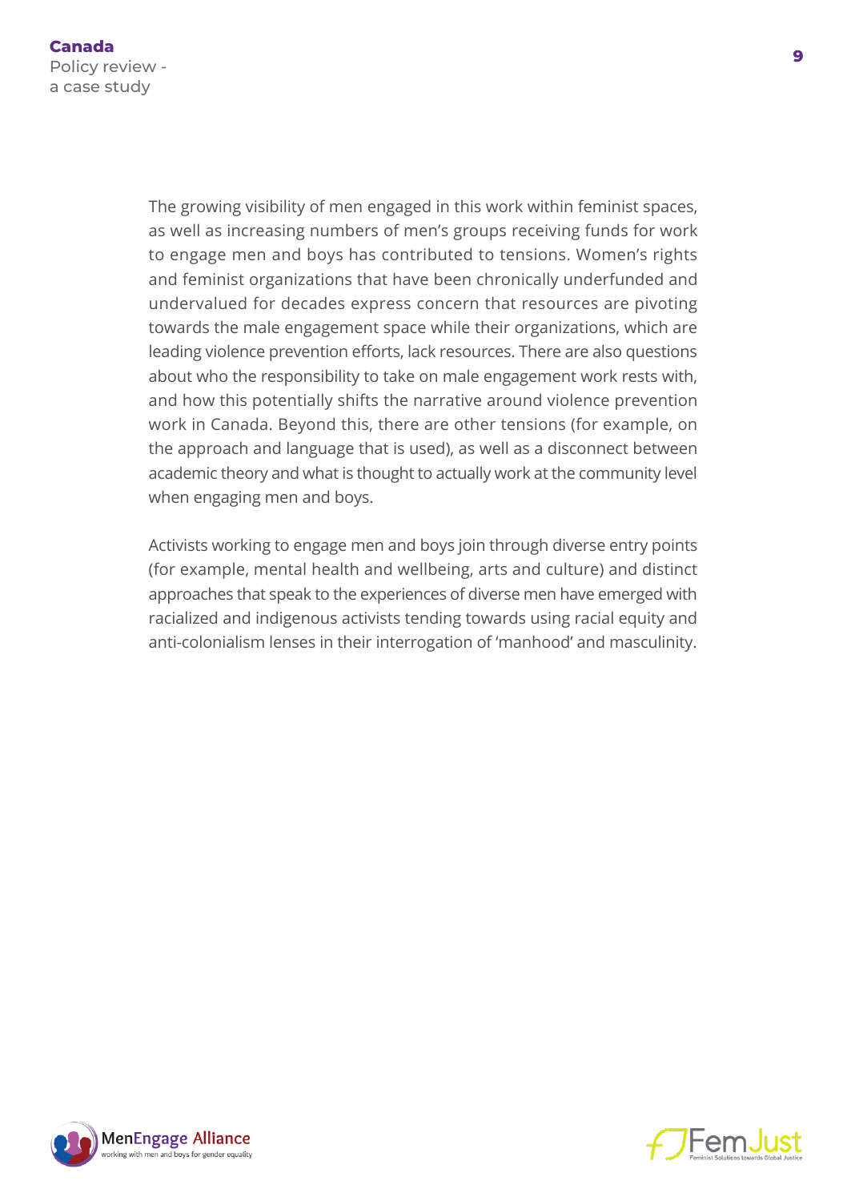The growing visibility of men engaged in this work within feminist spaces, as well as increasing numbers of men's groups receiving funds for work to engage men and boys has contributed to tensions. Women's rights and feminist organizations that have been chronically underfunded and undervalued for decades express concern that resources are pivoting towards the male engagement space while their organizations, which are leading violence prevention efforts, lack resources. There are also questions about who the responsibility to take on male engagement work rests with, and how this potentially shifts the narrative around violence prevention work in Canada. Beyond this, there are other tensions (for example, on the approach and language that is used), as well as a disconnect between academic theory and what is thought to actually work at the community level when engaging men and boys.

Activists working to engage men and boys join through diverse entry points (for example, mental health and wellbeing, arts and culture) and distinct approaches that speak to the experiences of diverse men have emerged with racialized and indigenous activists tending towards using racial equity and anti-colonialism lenses in their interrogation of 'manhood' and masculinity.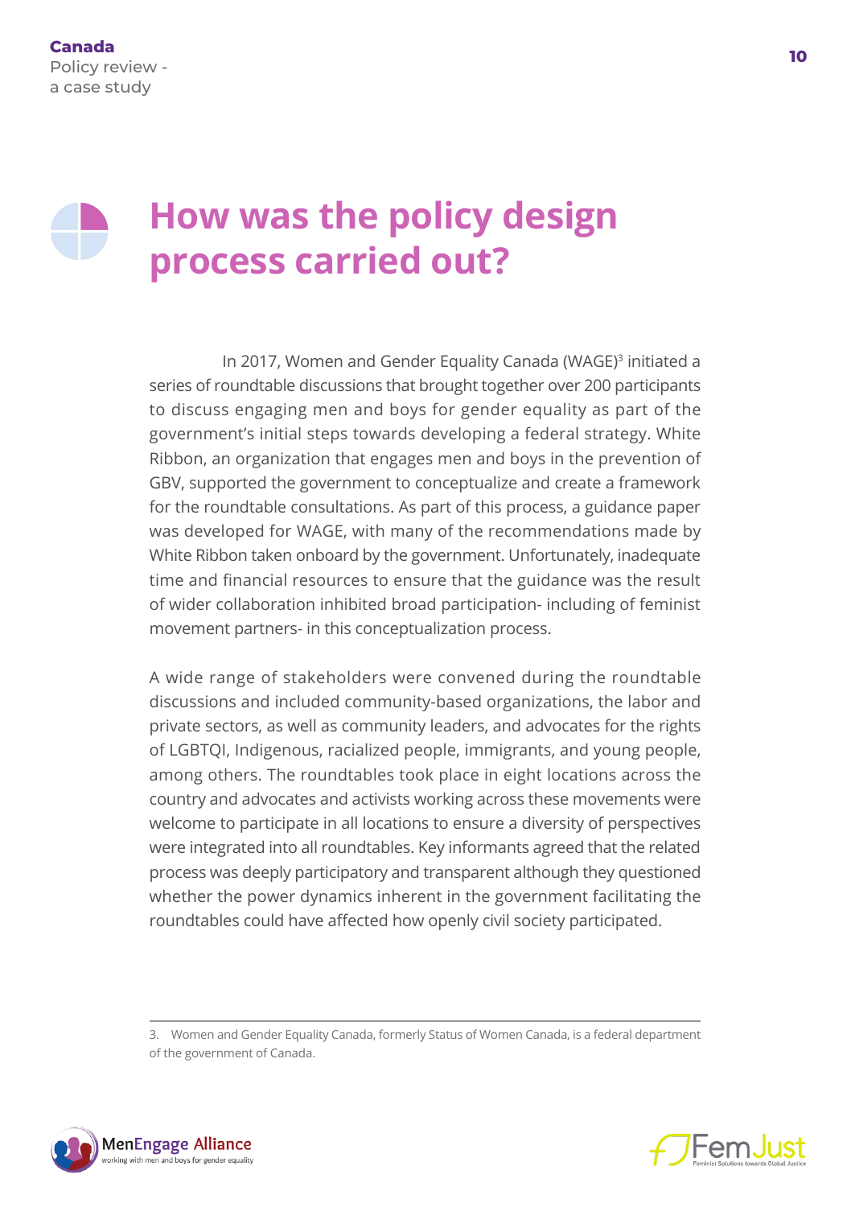# How was the policy design process carried out?

In 2017, Women and Gender Equality Canada (WAGE)[3] initiated a series of roundtable discussions that brought together over 200 participants to discuss engaging men and boys for gender equality as part of the government's initial steps towards developing a federal strategy. White Ribbon, an organization that engages men and boys in the prevention of GBV, supported the government to conceptualize and create a framework for the roundtable consultations. As part of this process, a guidance paper was developed for WAGE, with many of the recommendations made by White Ribbon taken onboard by the government. Unfortunately, inadequate time and financial resources to ensure that the guidance was the result of wider collaboration inhibited broad participation- including of feminist movement partners- in this conceptualization process.

A wide range of stakeholders were convened during the roundtable discussions and included community-based organizations, the labor and private sectors, as well as community leaders, and advocates for the rights of LGBTQI, Indigenous, racialized people, immigrants, and young people, among others. The roundtables took place in eight locations across the country and advocates and activists working across these movements were welcome to participate in all locations to ensure a diversity of perspectives were integrated into all roundtables. Key informants agreed that the related process was deeply participatory and transparent although they questioned whether the power dynamics inherent in the government facilitating the roundtables could have affected how openly civil society participated.

---

3. Women and Gender Equality Canada, formerly Status of Women Canada, is a federal department of the government of Canada.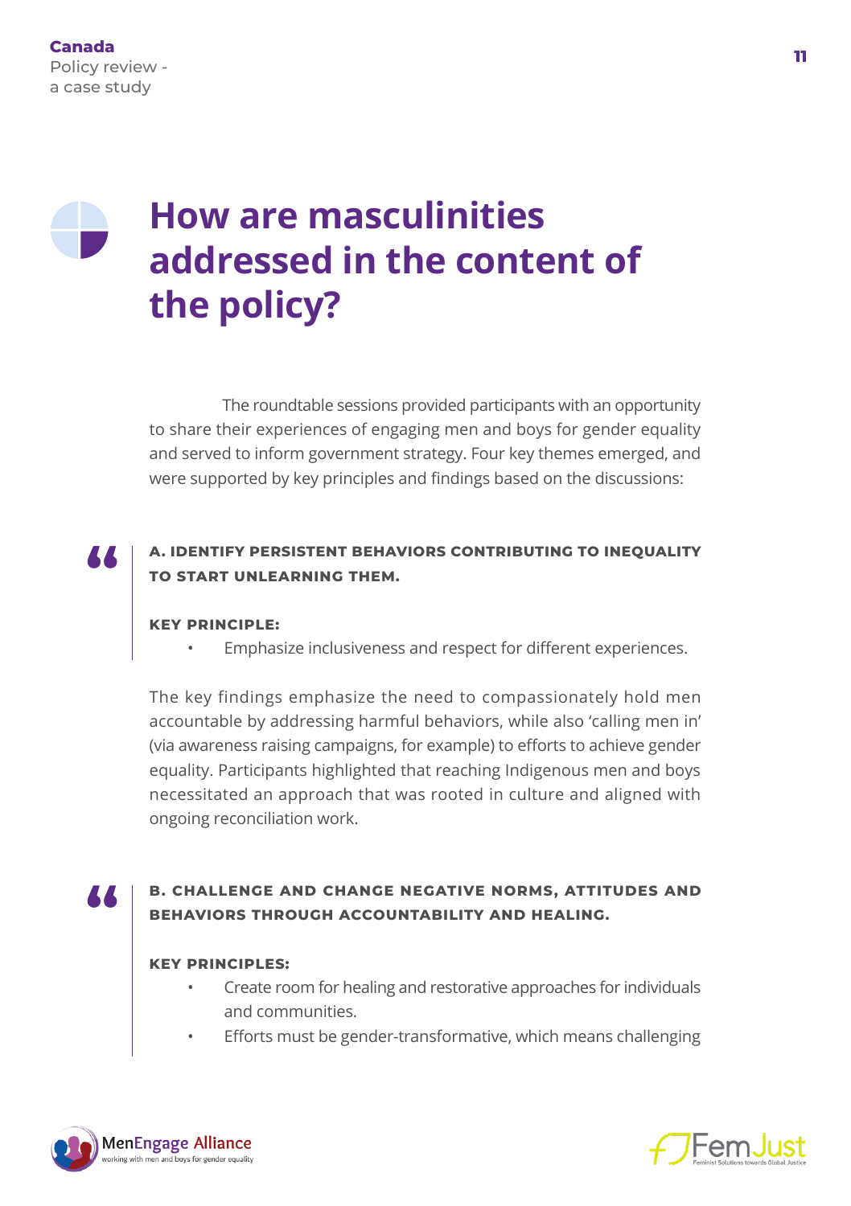# How are masculinities addressed in the content of the policy?

The roundtable sessions provided participants with an opportunity to share their experiences of engaging men and boys for gender equality and served to inform government strategy. Four key themes emerged, and were supported by key principles and findings based on the discussions:

**A. IDENTIFY PERSISTENT BEHAVIORS CONTRIBUTING TO INEQUALITY TO START UNLEARNING THEM.**

**KEY PRINCIPLE:**

- Emphasize inclusiveness and respect for different experiences.

The key findings emphasize the need to compassionately hold men accountable by addressing harmful behaviors, while also 'calling men in' (via awareness raising campaigns, for example) to efforts to achieve gender equality. Participants highlighted that reaching Indigenous men and boys necessitated an approach that was rooted in culture and aligned with ongoing reconciliation work.

**B. CHALLENGE AND CHANGE NEGATIVE NORMS, ATTITUDES AND BEHAVIORS THROUGH ACCOUNTABILITY AND HEALING.**

**KEY PRINCIPLES:**

- Create room for healing and restorative approaches for individuals and communities.
- Efforts must be gender-transformative, which means challenging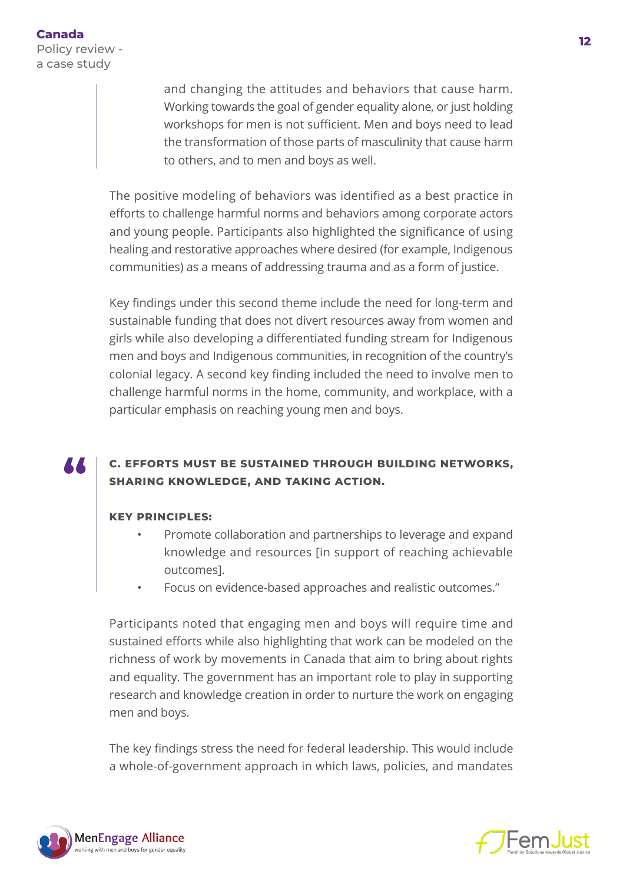> and changing the attitudes and behaviors that cause harm. Working towards the goal of gender equality alone, or just holding workshops for men is not sufficient. Men and boys need to lead the transformation of those parts of masculinity that cause harm to others, and to men and boys as well.

The positive modeling of behaviors was identified as a best practice in efforts to challenge harmful norms and behaviors among corporate actors and young people. Participants also highlighted the significance of using healing and restorative approaches where desired (for example, Indigenous communities) as a means of addressing trauma and as a form of justice.

Key findings under this second theme include the need for long-term and sustainable funding that does not divert resources away from women and girls while also developing a differentiated funding stream for Indigenous men and boys and Indigenous communities, in recognition of the country's colonial legacy. A second key finding included the need to involve men to challenge harmful norms in the home, community, and workplace, with a particular emphasis on reaching young men and boys.

> "**C. EFFORTS MUST BE SUSTAINED THROUGH BUILDING NETWORKS, SHARING KNOWLEDGE, AND TAKING ACTION.**
>
> **KEY PRINCIPLES:**
>
> - Promote collaboration and partnerships to leverage and expand knowledge and resources [in support of reaching achievable outcomes].
> - Focus on evidence-based approaches and realistic outcomes."

Participants noted that engaging men and boys will require time and sustained efforts while also highlighting that work can be modeled on the richness of work by movements in Canada that aim to bring about rights and equality. The government has an important role to play in supporting research and knowledge creation in order to nurture the work on engaging men and boys.

The key findings stress the need for federal leadership. This would include a whole-of-government approach in which laws, policies, and mandates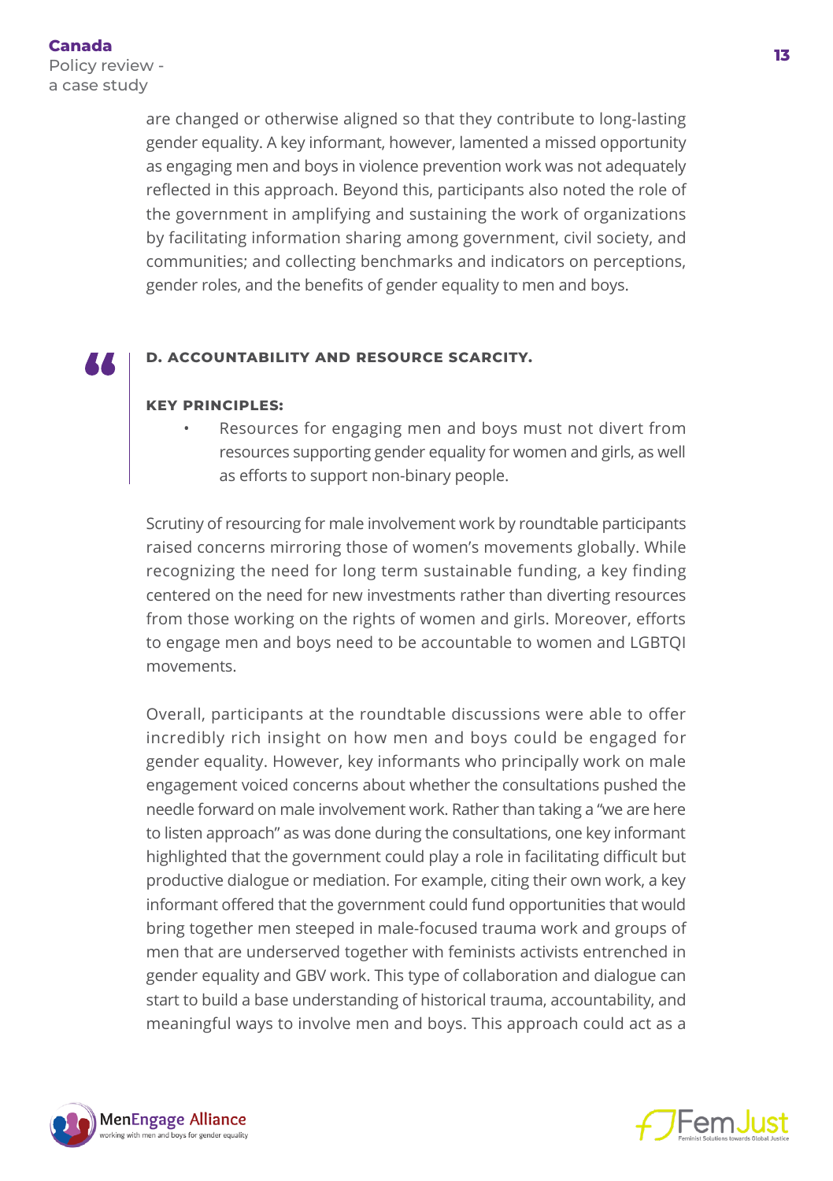are changed or otherwise aligned so that they contribute to long-lasting gender equality. A key informant, however, lamented a missed opportunity as engaging men and boys in violence prevention work was not adequately reflected in this approach. Beyond this, participants also noted the role of the government in amplifying and sustaining the work of organizations by facilitating information sharing among government, civil society, and communities; and collecting benchmarks and indicators on perceptions, gender roles, and the benefits of gender equality to men and boys.

### D. ACCOUNTABILITY AND RESOURCE SCARCITY.

**KEY PRINCIPLES:**

- Resources for engaging men and boys must not divert from resources supporting gender equality for women and girls, as well as efforts to support non-binary people.

Scrutiny of resourcing for male involvement work by roundtable participants raised concerns mirroring those of women's movements globally. While recognizing the need for long term sustainable funding, a key finding centered on the need for new investments rather than diverting resources from those working on the rights of women and girls. Moreover, efforts to engage men and boys need to be accountable to women and LGBTQI movements.

Overall, participants at the roundtable discussions were able to offer incredibly rich insight on how men and boys could be engaged for gender equality. However, key informants who principally work on male engagement voiced concerns about whether the consultations pushed the needle forward on male involvement work. Rather than taking a "we are here to listen approach" as was done during the consultations, one key informant highlighted that the government could play a role in facilitating difficult but productive dialogue or mediation. For example, citing their own work, a key informant offered that the government could fund opportunities that would bring together men steeped in male-focused trauma work and groups of men that are underserved together with feminists activists entrenched in gender equality and GBV work. This type of collaboration and dialogue can start to build a base understanding of historical trauma, accountability, and meaningful ways to involve men and boys. This approach could act as a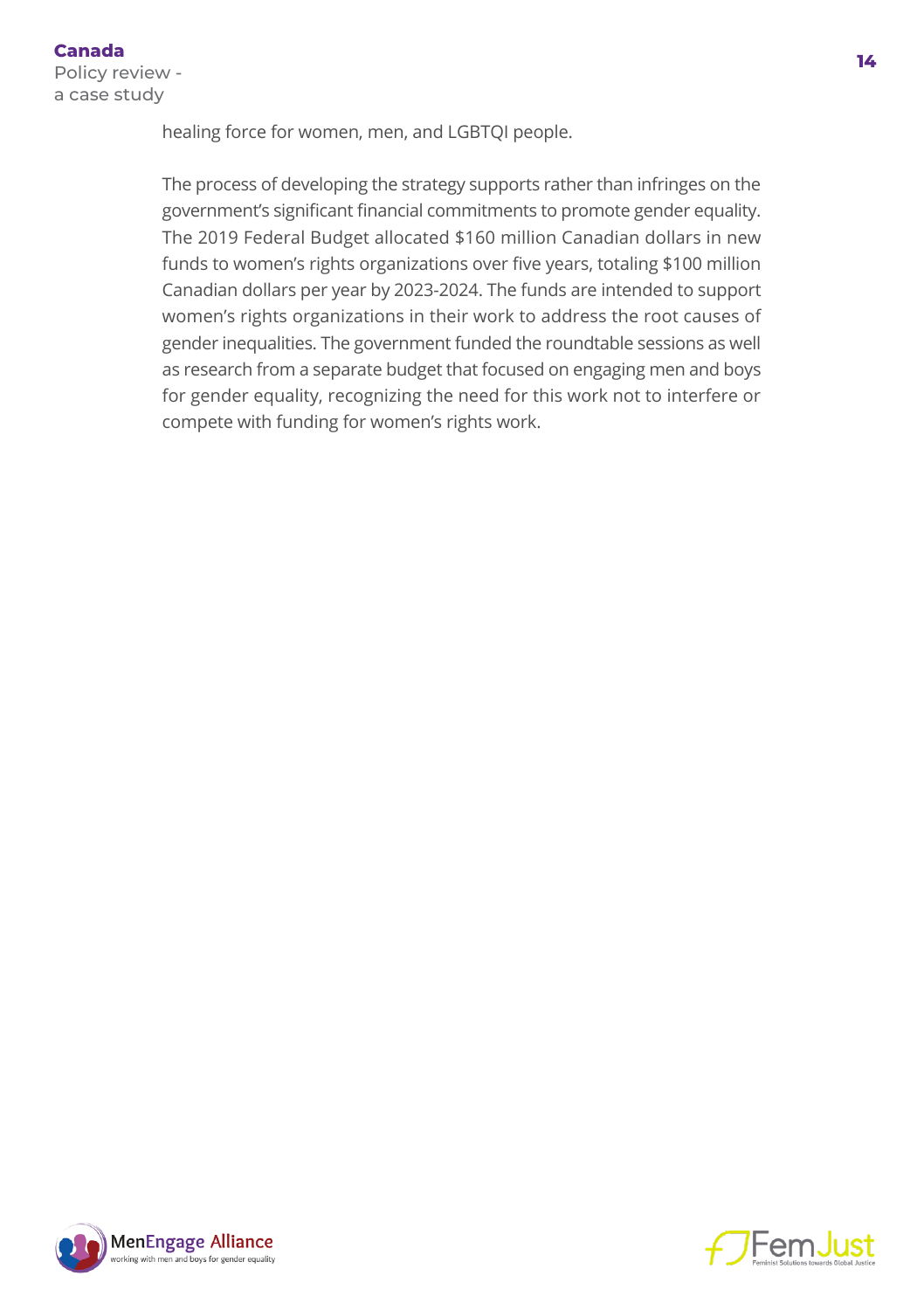healing force for women, men, and LGBTQI people.

The process of developing the strategy supports rather than infringes on the government's significant financial commitments to promote gender equality. The 2019 Federal Budget allocated $160 million Canadian dollars in new funds to women's rights organizations over five years, totaling $100 million Canadian dollars per year by 2023-2024. The funds are intended to support women's rights organizations in their work to address the root causes of gender inequalities. The government funded the roundtable sessions as well as research from a separate budget that focused on engaging men and boys for gender equality, recognizing the need for this work not to interfere or compete with funding for women's rights work.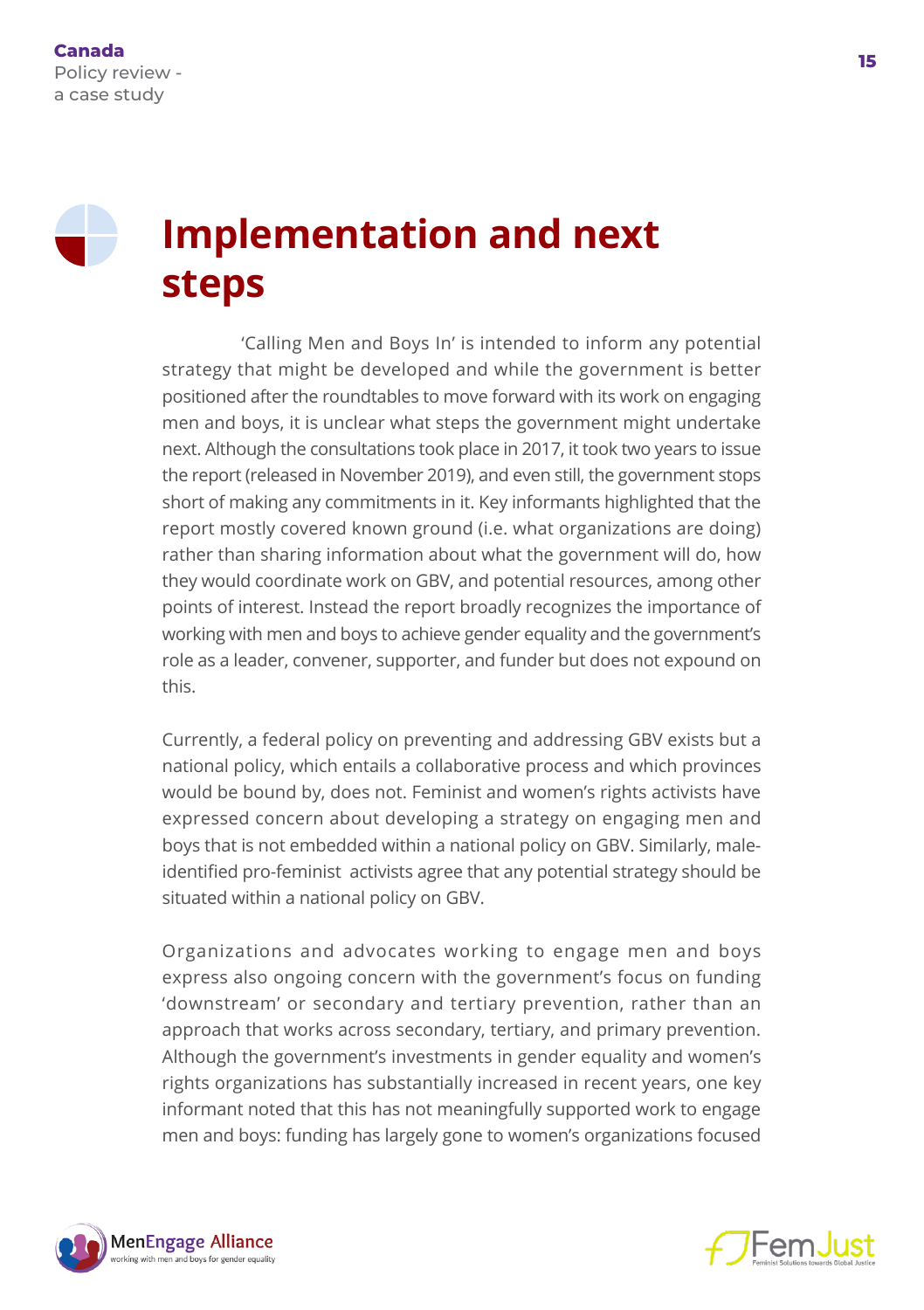# Implementation and next steps

'Calling Men and Boys In' is intended to inform any potential strategy that might be developed and while the government is better positioned after the roundtables to move forward with its work on engaging men and boys, it is unclear what steps the government might undertake next. Although the consultations took place in 2017, it took two years to issue the report (released in November 2019), and even still, the government stops short of making any commitments in it. Key informants highlighted that the report mostly covered known ground (i.e. what organizations are doing) rather than sharing information about what the government will do, how they would coordinate work on GBV, and potential resources, among other points of interest. Instead the report broadly recognizes the importance of working with men and boys to achieve gender equality and the government's role as a leader, convener, supporter, and funder but does not expound on this.

Currently, a federal policy on preventing and addressing GBV exists but a national policy, which entails a collaborative process and which provinces would be bound by, does not. Feminist and women's rights activists have expressed concern about developing a strategy on engaging men and boys that is not embedded within a national policy on GBV. Similarly, male-identified pro-feminist activists agree that any potential strategy should be situated within a national policy on GBV.

Organizations and advocates working to engage men and boys express also ongoing concern with the government's focus on funding 'downstream' or secondary and tertiary prevention, rather than an approach that works across secondary, tertiary, and primary prevention. Although the government's investments in gender equality and women's rights organizations has substantially increased in recent years, one key informant noted that this has not meaningfully supported work to engage men and boys: funding has largely gone to women's organizations focused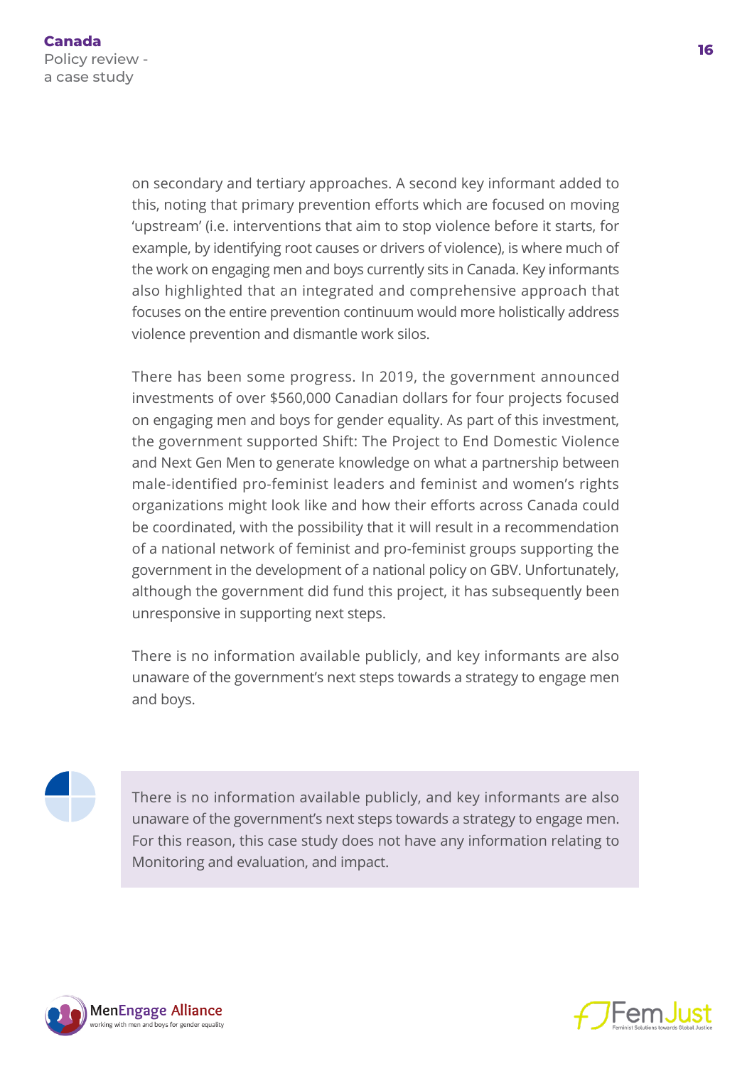on secondary and tertiary approaches. A second key informant added to this, noting that primary prevention efforts which are focused on moving 'upstream' (i.e. interventions that aim to stop violence before it starts, for example, by identifying root causes or drivers of violence), is where much of the work on engaging men and boys currently sits in Canada. Key informants also highlighted that an integrated and comprehensive approach that focuses on the entire prevention continuum would more holistically address violence prevention and dismantle work silos.

There has been some progress. In 2019, the government announced investments of over $560,000 Canadian dollars for four projects focused on engaging men and boys for gender equality. As part of this investment, the government supported Shift: The Project to End Domestic Violence and Next Gen Men to generate knowledge on what a partnership between male-identified pro-feminist leaders and feminist and women's rights organizations might look like and how their efforts across Canada could be coordinated, with the possibility that it will result in a recommendation of a national network of feminist and pro-feminist groups supporting the government in the development of a national policy on GBV. Unfortunately, although the government did fund this project, it has subsequently been unresponsive in supporting next steps.

There is no information available publicly, and key informants are also unaware of the government's next steps towards a strategy to engage men and boys.

> There is no information available publicly, and key informants are also unaware of the government's next steps towards a strategy to engage men. For this reason, this case study does not have any information relating to Monitoring and evaluation, and impact.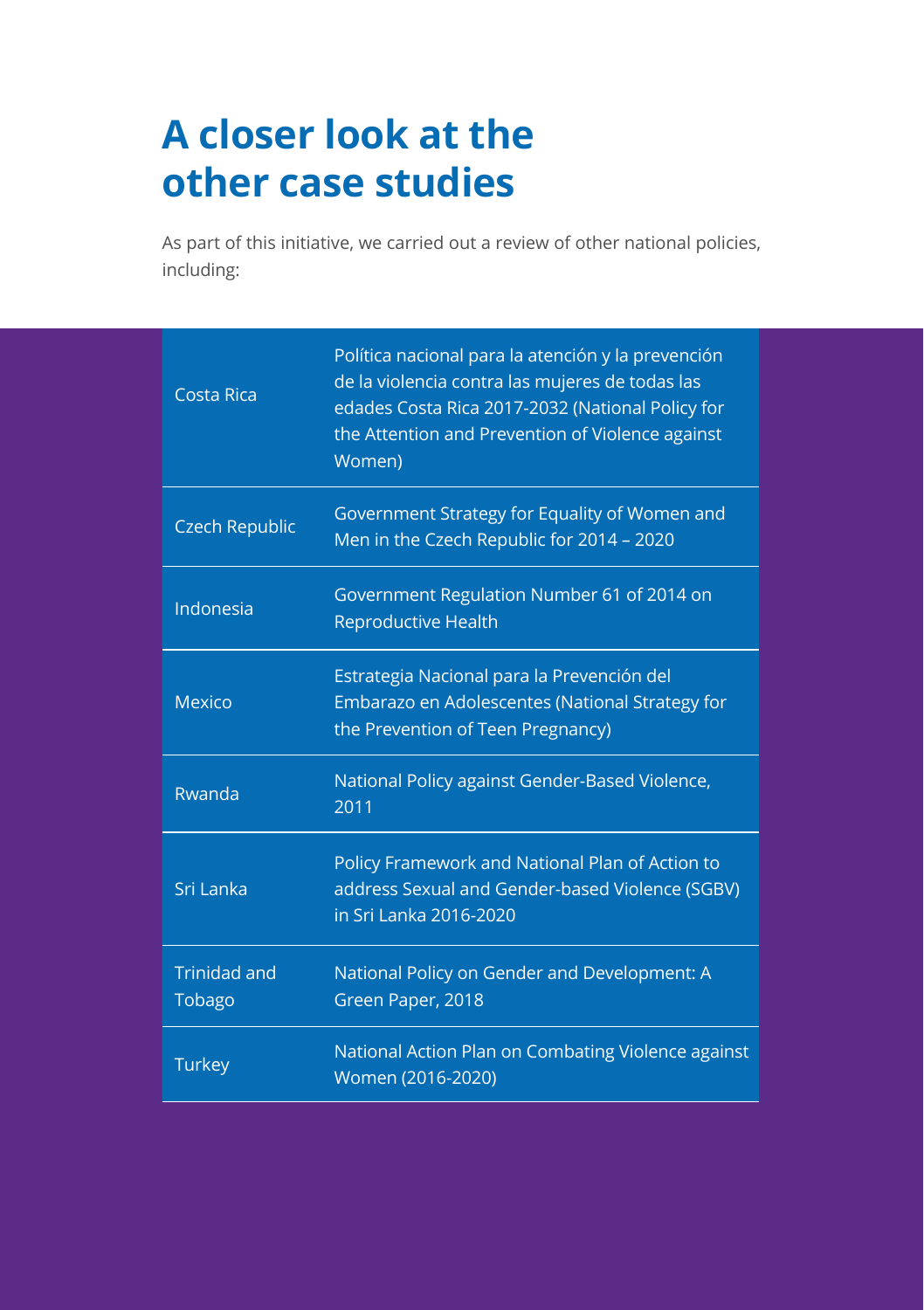# A closer look at the other case studies

As part of this initiative, we carried out a review of other national policies, including:

| Country | Policy |
|---|---|
| Costa Rica | Política nacional para la atención y la prevención de la violencia contra las mujeres de todas las edades Costa Rica 2017-2032 (National Policy for the Attention and Prevention of Violence against Women) |
| Czech Republic | Government Strategy for Equality of Women and Men in the Czech Republic for 2014 – 2020 |
| Indonesia | Government Regulation Number 61 of 2014 on Reproductive Health |
| Mexico | Estrategia Nacional para la Prevención del Embarazo en Adolescentes (National Strategy for the Prevention of Teen Pregnancy) |
| Rwanda | National Policy against Gender-Based Violence, 2011 |
| Sri Lanka | Policy Framework and National Plan of Action to address Sexual and Gender-based Violence (SGBV) in Sri Lanka 2016-2020 |
| Trinidad and Tobago | National Policy on Gender and Development: A Green Paper, 2018 |
| Turkey | National Action Plan on Combating Violence against Women (2016-2020) |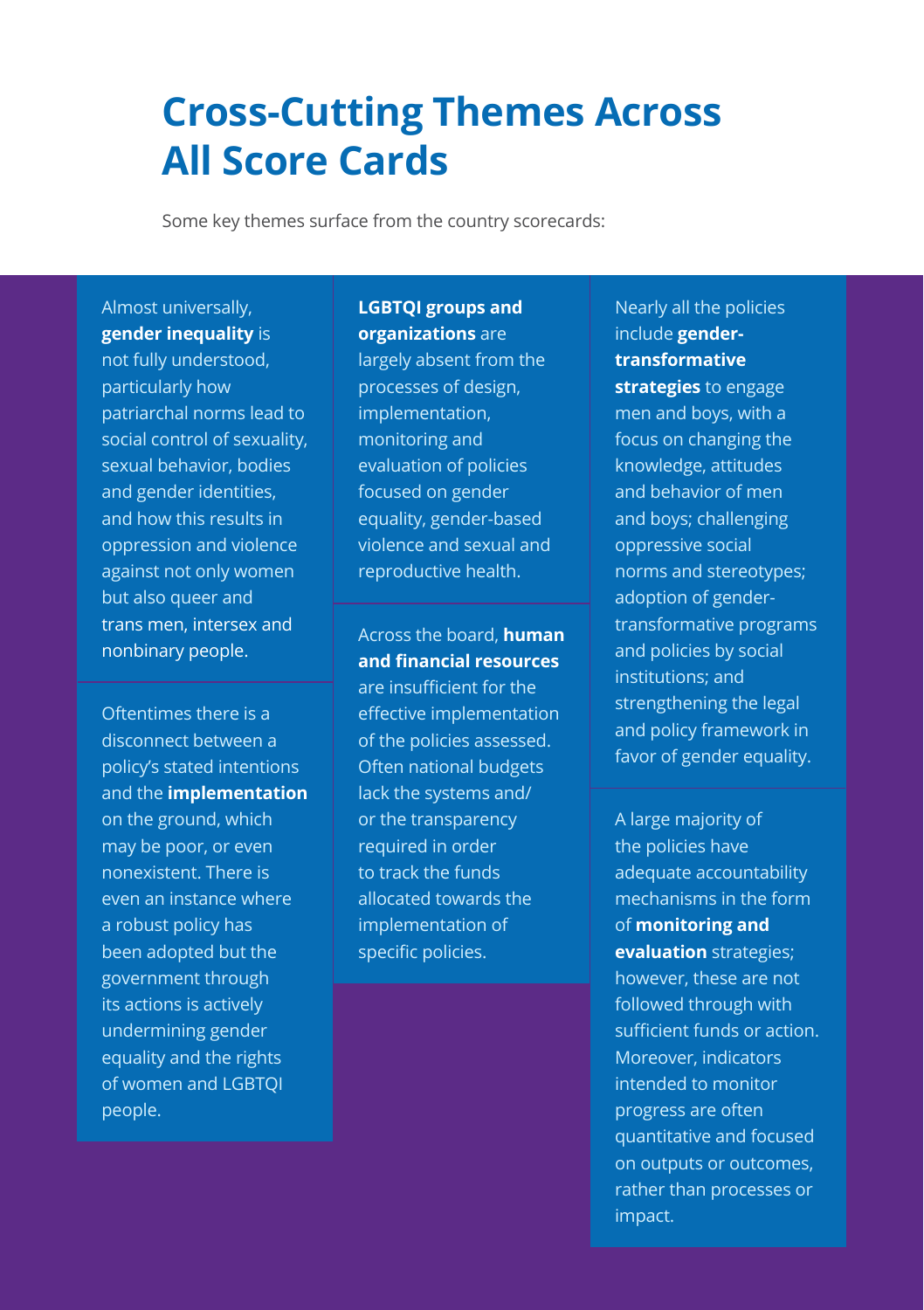# Cross-Cutting Themes Across All Score Cards

Some key themes surface from the country scorecards:

Almost universally, **gender inequality** is not fully understood, particularly how patriarchal norms lead to social control of sexuality, sexual behavior, bodies and gender identities, and how this results in oppression and violence against not only women but also queer and trans men, intersex and nonbinary people.

Oftentimes there is a disconnect between a policy's stated intentions and the **implementation** on the ground, which may be poor, or even nonexistent. There is even an instance where a robust policy has been adopted but the government through its actions is actively undermining gender equality and the rights of women and LGBTQI people.

**LGBTQI groups and organizations** are largely absent from the processes of design, implementation, monitoring and evaluation of policies focused on gender equality, gender-based violence and sexual and reproductive health.

Across the board, **human and financial resources** are insufficient for the effective implementation of the policies assessed. Often national budgets lack the systems and/or the transparency required in order to track the funds allocated towards the implementation of specific policies.

Nearly all the policies include **gender-transformative strategies** to engage men and boys, with a focus on changing the knowledge, attitudes and behavior of men and boys; challenging oppressive social norms and stereotypes; adoption of gender-transformative programs and policies by social institutions; and strengthening the legal and policy framework in favor of gender equality.

A large majority of the policies have adequate accountability mechanisms in the form of **monitoring and evaluation** strategies; however, these are not followed through with sufficient funds or action. Moreover, indicators intended to monitor progress are often quantitative and focused on outputs or outcomes, rather than processes or impact.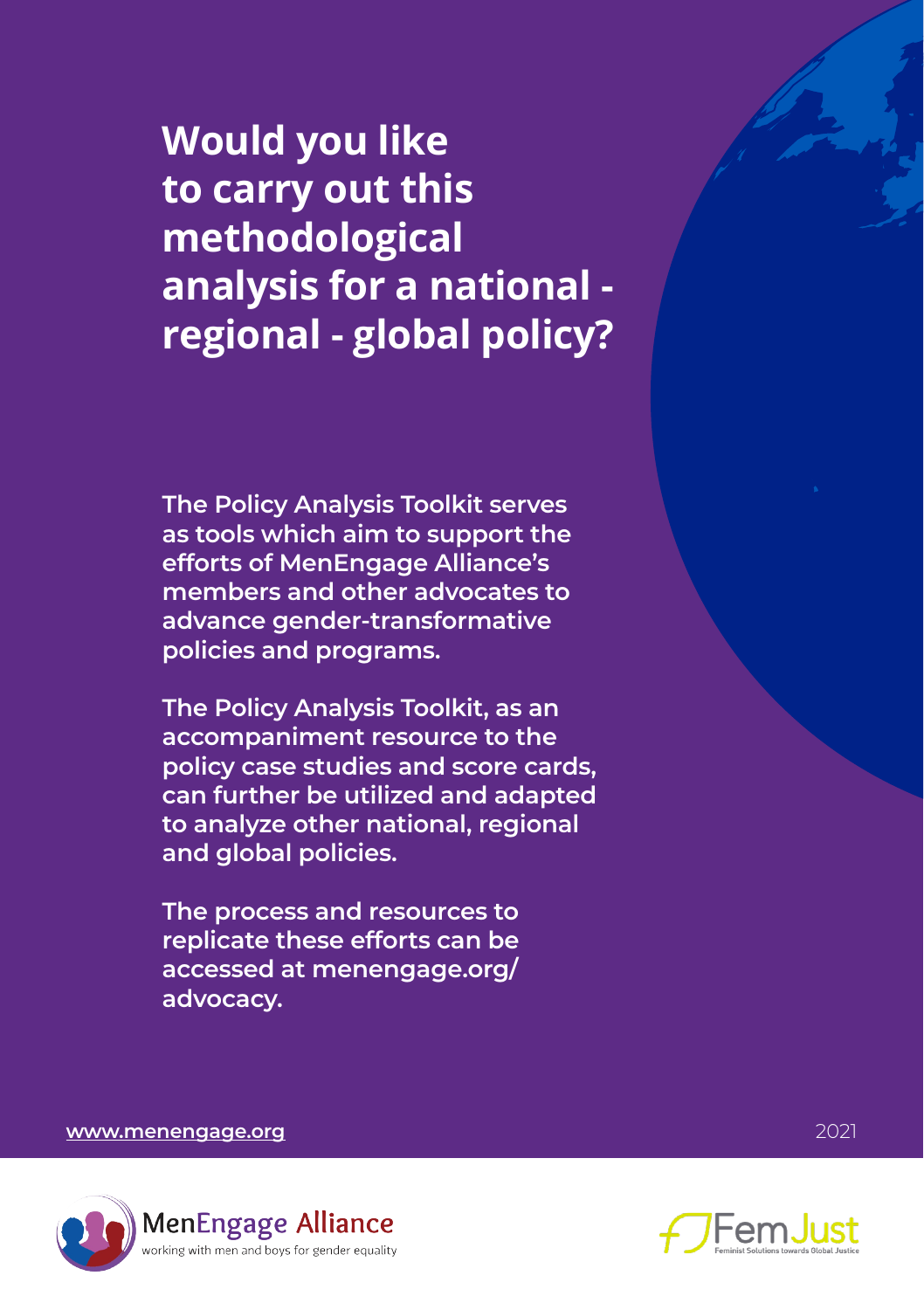# Would you like to carry out this methodological analysis for a national - regional - global policy?

**The Policy Analysis Toolkit serves as tools which aim to support the efforts of MenEngage Alliance's members and other advocates to advance gender-transformative policies and programs.**

**The Policy Analysis Toolkit, as an accompaniment resource to the policy case studies and score cards, can further be utilized and adapted to analyze other national, regional and global policies.**

**The process and resources to replicate these efforts can be accessed at menengage.org/advocacy.**

**www.menengage.org**

2021

MenEngage Alliance
working with men and boys for gender equality

FemJust
Feminist Solutions towards Global Justice